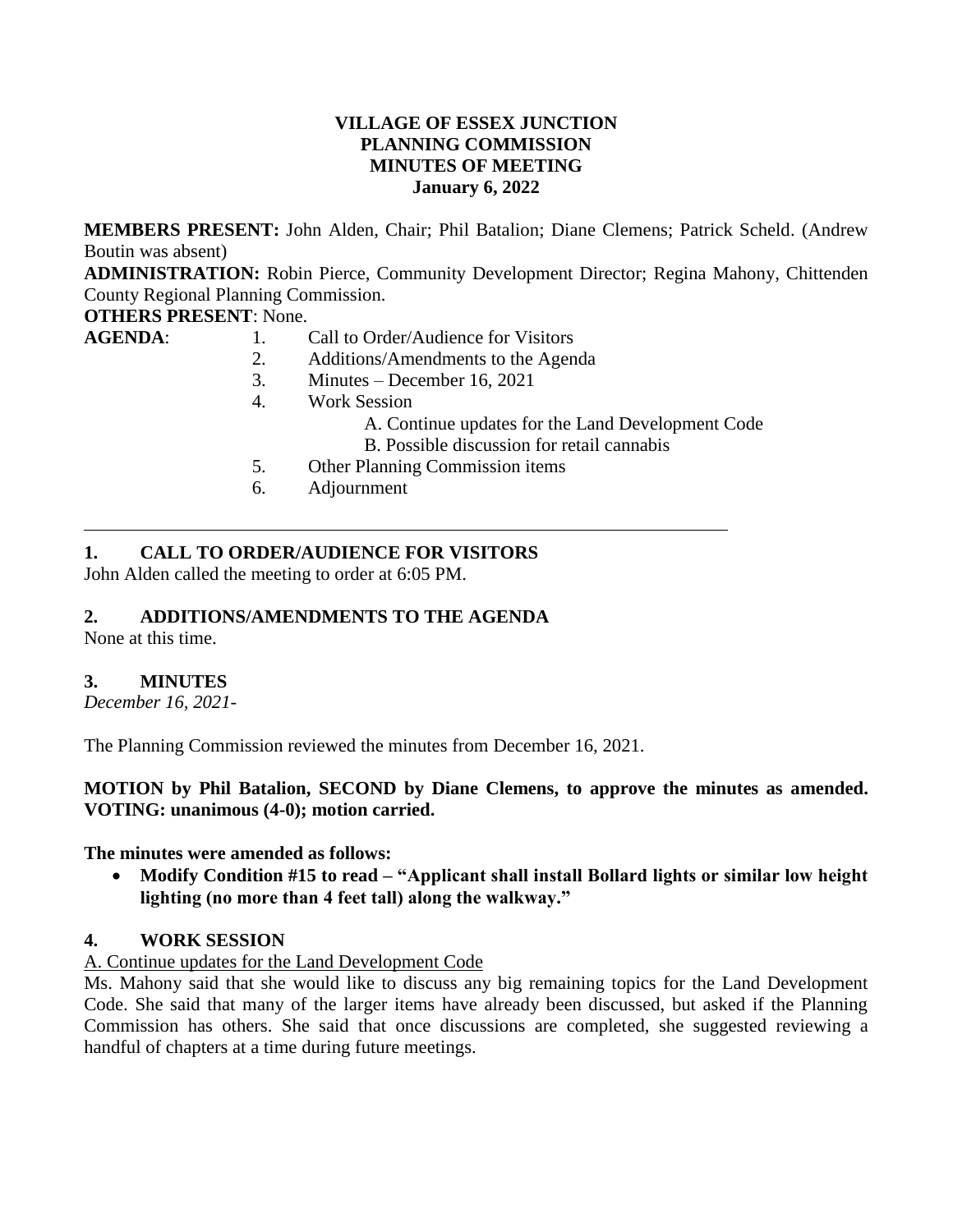**VILLAGE OF ESSEX JUNCTION**
**PLANNING COMMISSION**
**MINUTES OF MEETING**
**January 6, 2022**

**MEMBERS PRESENT:** John Alden, Chair; Phil Batalion; Diane Clemens; Patrick Scheld. (Andrew Boutin was absent)

**ADMINISTRATION:** Robin Pierce, Community Development Director; Regina Mahony, Chittenden County Regional Planning Commission.

**OTHERS PRESENT**: None.

**AGENDA**:
1. Call to Order/Audience for Visitors
2. Additions/Amendments to the Agenda
3. Minutes – December 16, 2021
4. Work Session
   - A. Continue updates for the Land Development Code
   - B. Possible discussion for retail cannabis
5. Other Planning Commission items
6. Adjournment

---

## 1. CALL TO ORDER/AUDIENCE FOR VISITORS

John Alden called the meeting to order at 6:05 PM.

## 2. ADDITIONS/AMENDMENTS TO THE AGENDA

None at this time.

## 3. MINUTES

*December 16, 2021-*

The Planning Commission reviewed the minutes from December 16, 2021.

**MOTION by Phil Batalion, SECOND by Diane Clemens, to approve the minutes as amended. VOTING: unanimous (4-0); motion carried.**

**The minutes were amended as follows:**

- **Modify Condition #15 to read – "Applicant shall install Bollard lights or similar low height lighting (no more than 4 feet tall) along the walkway."**

## 4. WORK SESSION

A. Continue updates for the Land Development Code

Ms. Mahony said that she would like to discuss any big remaining topics for the Land Development Code. She said that many of the larger items have already been discussed, but asked if the Planning Commission has others. She said that once discussions are completed, she suggested reviewing a handful of chapters at a time during future meetings.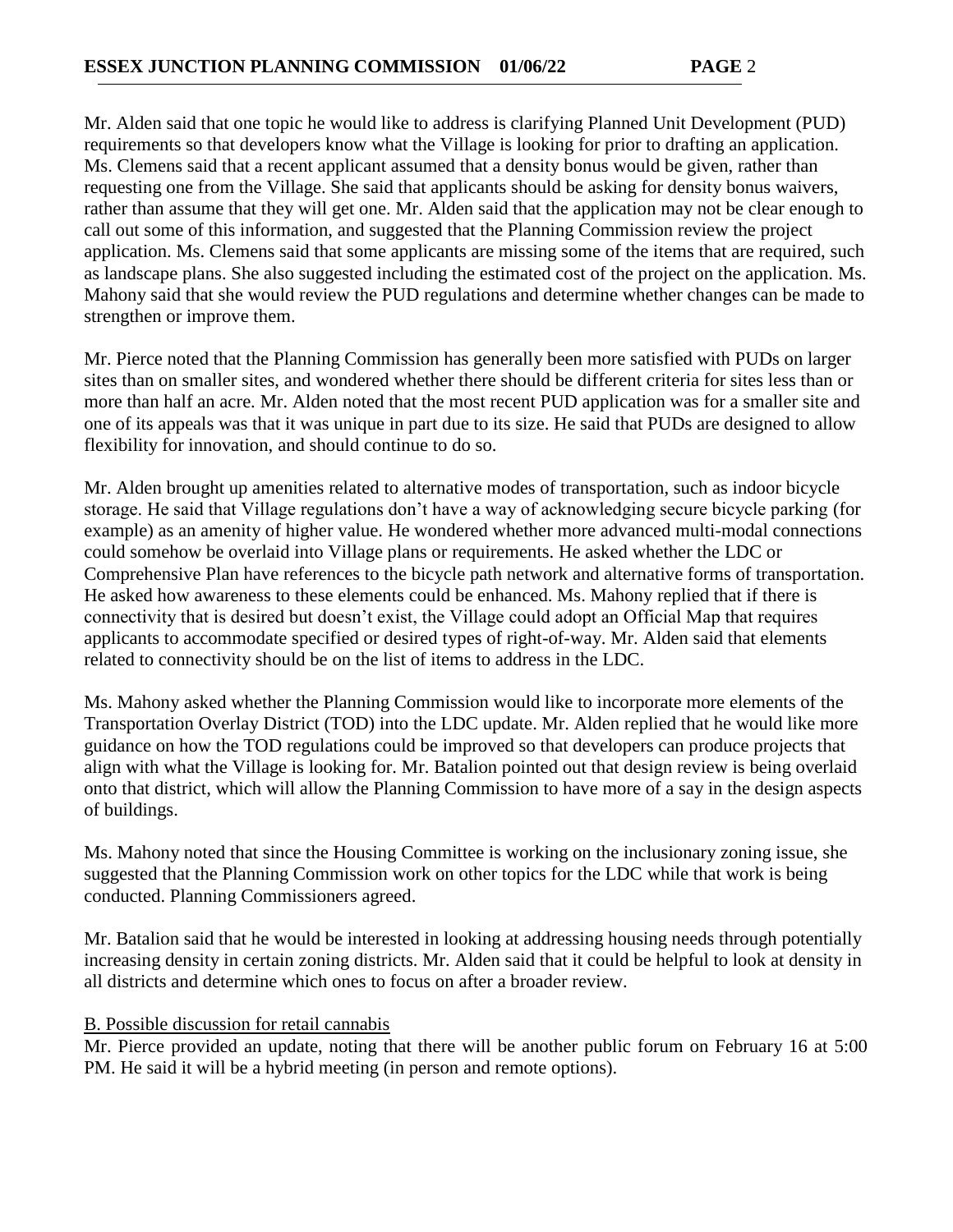Mr. Alden said that one topic he would like to address is clarifying Planned Unit Development (PUD) requirements so that developers know what the Village is looking for prior to drafting an application. Ms. Clemens said that a recent applicant assumed that a density bonus would be given, rather than requesting one from the Village. She said that applicants should be asking for density bonus waivers, rather than assume that they will get one. Mr. Alden said that the application may not be clear enough to call out some of this information, and suggested that the Planning Commission review the project application. Ms. Clemens said that some applicants are missing some of the items that are required, such as landscape plans. She also suggested including the estimated cost of the project on the application. Ms. Mahony said that she would review the PUD regulations and determine whether changes can be made to strengthen or improve them.

Mr. Pierce noted that the Planning Commission has generally been more satisfied with PUDs on larger sites than on smaller sites, and wondered whether there should be different criteria for sites less than or more than half an acre. Mr. Alden noted that the most recent PUD application was for a smaller site and one of its appeals was that it was unique in part due to its size. He said that PUDs are designed to allow flexibility for innovation, and should continue to do so.

Mr. Alden brought up amenities related to alternative modes of transportation, such as indoor bicycle storage. He said that Village regulations don't have a way of acknowledging secure bicycle parking (for example) as an amenity of higher value. He wondered whether more advanced multi-modal connections could somehow be overlaid into Village plans or requirements. He asked whether the LDC or Comprehensive Plan have references to the bicycle path network and alternative forms of transportation. He asked how awareness to these elements could be enhanced. Ms. Mahony replied that if there is connectivity that is desired but doesn't exist, the Village could adopt an Official Map that requires applicants to accommodate specified or desired types of right-of-way. Mr. Alden said that elements related to connectivity should be on the list of items to address in the LDC.

Ms. Mahony asked whether the Planning Commission would like to incorporate more elements of the Transportation Overlay District (TOD) into the LDC update. Mr. Alden replied that he would like more guidance on how the TOD regulations could be improved so that developers can produce projects that align with what the Village is looking for. Mr. Batalion pointed out that design review is being overlaid onto that district, which will allow the Planning Commission to have more of a say in the design aspects of buildings.

Ms. Mahony noted that since the Housing Committee is working on the inclusionary zoning issue, she suggested that the Planning Commission work on other topics for the LDC while that work is being conducted. Planning Commissioners agreed.

Mr. Batalion said that he would be interested in looking at addressing housing needs through potentially increasing density in certain zoning districts. Mr. Alden said that it could be helpful to look at density in all districts and determine which ones to focus on after a broader review.

B. Possible discussion for retail cannabis

Mr. Pierce provided an update, noting that there will be another public forum on February 16 at 5:00 PM. He said it will be a hybrid meeting (in person and remote options).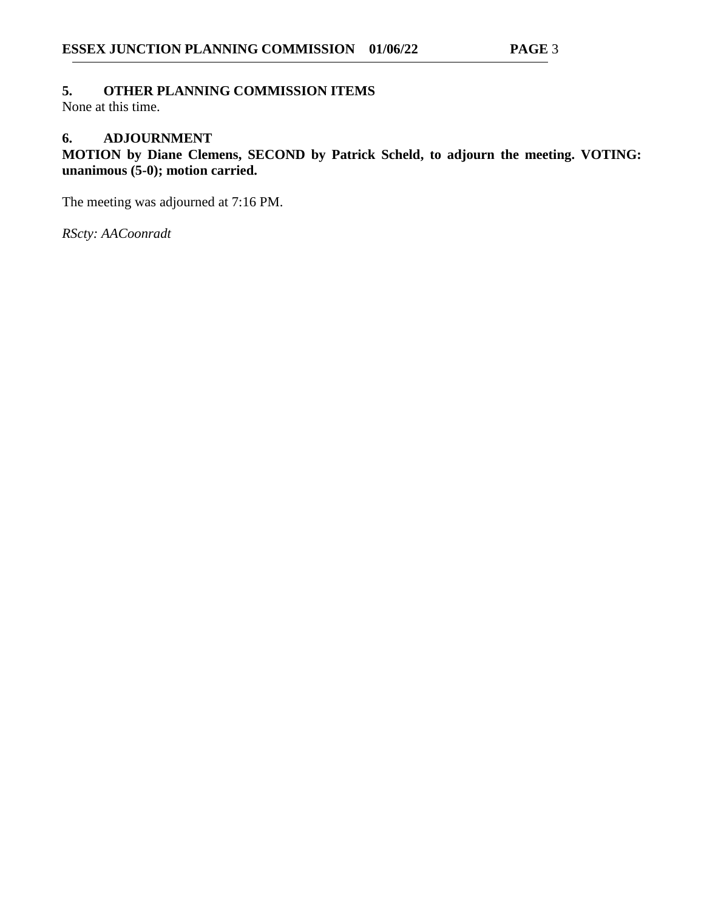## 5. OTHER PLANNING COMMISSION ITEMS

None at this time.

## 6. ADJOURNMENT

**MOTION by Diane Clemens, SECOND by Patrick Scheld, to adjourn the meeting. VOTING: unanimous (5-0); motion carried.**

The meeting was adjourned at 7:16 PM.

*RScty: AACoonradt*